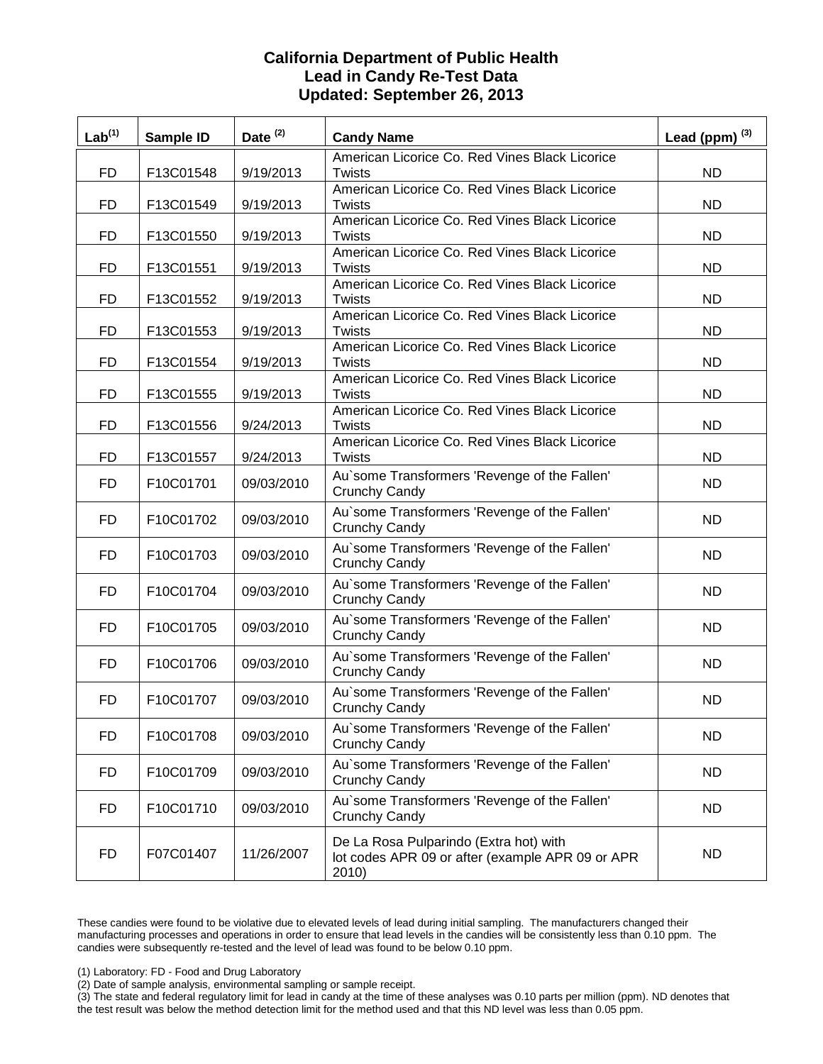# California Department of Public Health
# Lead in Candy Re-Test Data
# Updated: September 26, 2013

| Lab[(1)] | Sample ID | Date [(2)] | Candy Name | Lead (ppm) [(3)] |
|---|---|---|---|---|
| FD | F13C01548 | 9/19/2013 | American Licorice Co. Red Vines Black Licorice Twists | ND |
| FD | F13C01549 | 9/19/2013 | American Licorice Co. Red Vines Black Licorice Twists | ND |
| FD | F13C01550 | 9/19/2013 | American Licorice Co. Red Vines Black Licorice Twists | ND |
| FD | F13C01551 | 9/19/2013 | American Licorice Co. Red Vines Black Licorice Twists | ND |
| FD | F13C01552 | 9/19/2013 | American Licorice Co. Red Vines Black Licorice Twists | ND |
| FD | F13C01553 | 9/19/2013 | American Licorice Co. Red Vines Black Licorice Twists | ND |
| FD | F13C01554 | 9/19/2013 | American Licorice Co. Red Vines Black Licorice Twists | ND |
| FD | F13C01555 | 9/19/2013 | American Licorice Co. Red Vines Black Licorice Twists | ND |
| FD | F13C01556 | 9/24/2013 | American Licorice Co. Red Vines Black Licorice Twists | ND |
| FD | F13C01557 | 9/24/2013 | American Licorice Co. Red Vines Black Licorice Twists | ND |
| FD | F10C01701 | 09/03/2010 | Au`some Transformers 'Revenge of the Fallen' Crunchy Candy | ND |
| FD | F10C01702 | 09/03/2010 | Au`some Transformers 'Revenge of the Fallen' Crunchy Candy | ND |
| FD | F10C01703 | 09/03/2010 | Au`some Transformers 'Revenge of the Fallen' Crunchy Candy | ND |
| FD | F10C01704 | 09/03/2010 | Au`some Transformers 'Revenge of the Fallen' Crunchy Candy | ND |
| FD | F10C01705 | 09/03/2010 | Au`some Transformers 'Revenge of the Fallen' Crunchy Candy | ND |
| FD | F10C01706 | 09/03/2010 | Au`some Transformers 'Revenge of the Fallen' Crunchy Candy | ND |
| FD | F10C01707 | 09/03/2010 | Au`some Transformers 'Revenge of the Fallen' Crunchy Candy | ND |
| FD | F10C01708 | 09/03/2010 | Au`some Transformers 'Revenge of the Fallen' Crunchy Candy | ND |
| FD | F10C01709 | 09/03/2010 | Au`some Transformers 'Revenge of the Fallen' Crunchy Candy | ND |
| FD | F10C01710 | 09/03/2010 | Au`some Transformers 'Revenge of the Fallen' Crunchy Candy | ND |
| FD | F07C01407 | 11/26/2007 | De La Rosa Pulparindo (Extra hot) with lot codes APR 09 or after (example APR 09 or APR 2010) | ND |

These candies were found to be violative due to elevated levels of lead during initial sampling. The manufacturers changed their manufacturing processes and operations in order to ensure that lead levels in the candies will be consistently less than 0.10 ppm. The candies were subsequently re-tested and the level of lead was found to be below 0.10 ppm.

(1) Laboratory: FD - Food and Drug Laboratory

(2) Date of sample analysis, environmental sampling or sample receipt.

(3) The state and federal regulatory limit for lead in candy at the time of these analyses was 0.10 parts per million (ppm). ND denotes that the test result was below the method detection limit for the method used and that this ND level was less than 0.05 ppm.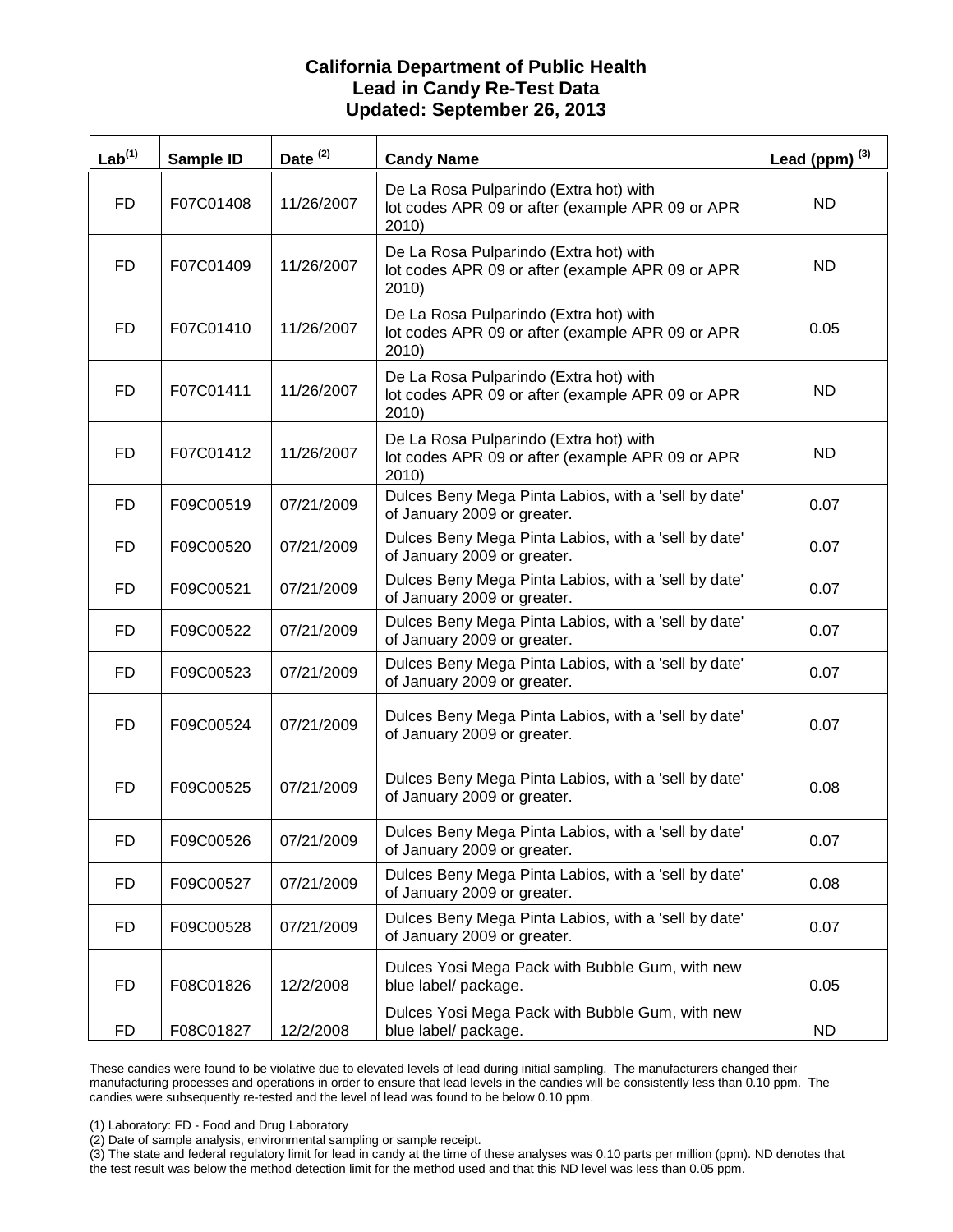# California Department of Public Health
# Lead in Candy Re-Test Data
# Updated: September 26, 2013

| Lab[1] | Sample ID | Date [2] | Candy Name | Lead (ppm) [3] |
|---|---|---|---|---|
| FD | F07C01408 | 11/26/2007 | De La Rosa Pulparindo (Extra hot) with lot codes APR 09 or after (example APR 09 or APR 2010) | ND |
| FD | F07C01409 | 11/26/2007 | De La Rosa Pulparindo (Extra hot) with lot codes APR 09 or after (example APR 09 or APR 2010) | ND |
| FD | F07C01410 | 11/26/2007 | De La Rosa Pulparindo (Extra hot) with lot codes APR 09 or after (example APR 09 or APR 2010) | 0.05 |
| FD | F07C01411 | 11/26/2007 | De La Rosa Pulparindo (Extra hot) with lot codes APR 09 or after (example APR 09 or APR 2010) | ND |
| FD | F07C01412 | 11/26/2007 | De La Rosa Pulparindo (Extra hot) with lot codes APR 09 or after (example APR 09 or APR 2010) | ND |
| FD | F09C00519 | 07/21/2009 | Dulces Beny Mega Pinta Labios, with a 'sell by date' of January 2009 or greater. | 0.07 |
| FD | F09C00520 | 07/21/2009 | Dulces Beny Mega Pinta Labios, with a 'sell by date' of January 2009 or greater. | 0.07 |
| FD | F09C00521 | 07/21/2009 | Dulces Beny Mega Pinta Labios, with a 'sell by date' of January 2009 or greater. | 0.07 |
| FD | F09C00522 | 07/21/2009 | Dulces Beny Mega Pinta Labios, with a 'sell by date' of January 2009 or greater. | 0.07 |
| FD | F09C00523 | 07/21/2009 | Dulces Beny Mega Pinta Labios, with a 'sell by date' of January 2009 or greater. | 0.07 |
| FD | F09C00524 | 07/21/2009 | Dulces Beny Mega Pinta Labios, with a 'sell by date' of January 2009 or greater. | 0.07 |
| FD | F09C00525 | 07/21/2009 | Dulces Beny Mega Pinta Labios, with a 'sell by date' of January 2009 or greater. | 0.08 |
| FD | F09C00526 | 07/21/2009 | Dulces Beny Mega Pinta Labios, with a 'sell by date' of January 2009 or greater. | 0.07 |
| FD | F09C00527 | 07/21/2009 | Dulces Beny Mega Pinta Labios, with a 'sell by date' of January 2009 or greater. | 0.08 |
| FD | F09C00528 | 07/21/2009 | Dulces Beny Mega Pinta Labios, with a 'sell by date' of January 2009 or greater. | 0.07 |
| FD | F08C01826 | 12/2/2008 | Dulces Yosi Mega Pack with Bubble Gum, with new blue label/ package. | 0.05 |
| FD | F08C01827 | 12/2/2008 | Dulces Yosi Mega Pack with Bubble Gum, with new blue label/ package. | ND |

These candies were found to be violative due to elevated levels of lead during initial sampling. The manufacturers changed their manufacturing processes and operations in order to ensure that lead levels in the candies will be consistently less than 0.10 ppm. The candies were subsequently re-tested and the level of lead was found to be below 0.10 ppm.

(1) Laboratory: FD - Food and Drug Laboratory

(2) Date of sample analysis, environmental sampling or sample receipt.

(3) The state and federal regulatory limit for lead in candy at the time of these analyses was 0.10 parts per million (ppm). ND denotes that the test result was below the method detection limit for the method used and that this ND level was less than 0.05 ppm.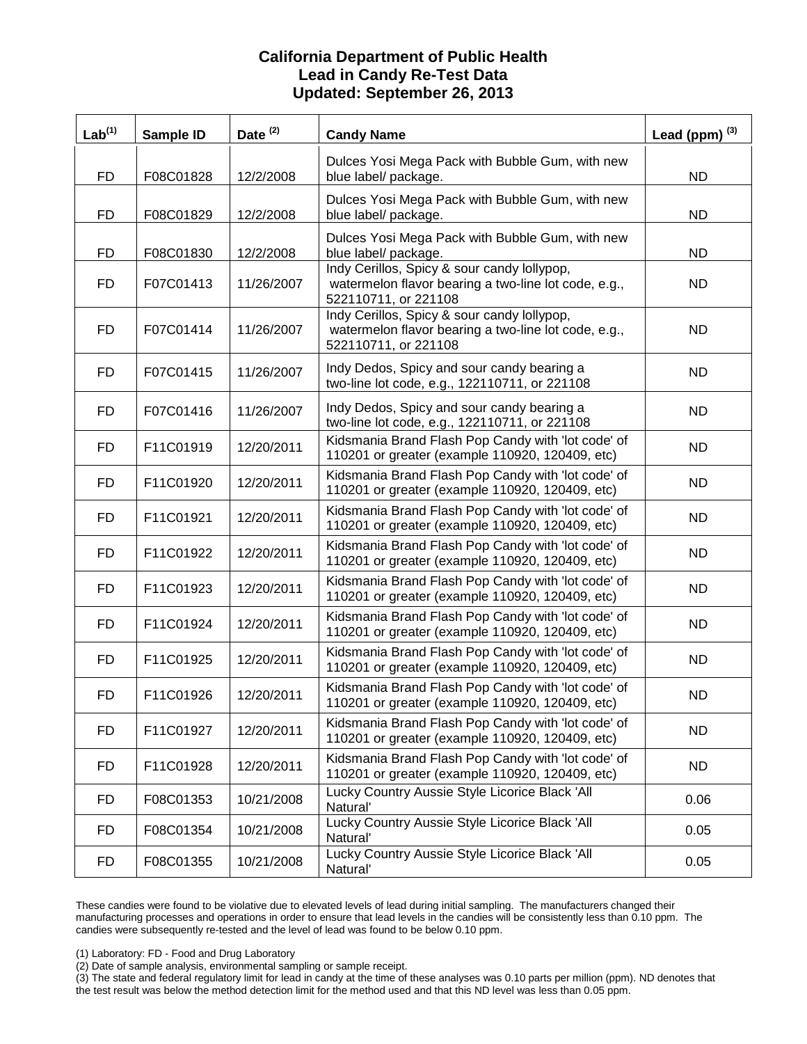# California Department of Public Health
## Lead in Candy Re-Test Data
### Updated: September 26, 2013

| Lab[1] | Sample ID | Date [2] | Candy Name | Lead (ppm) [3] |
|---|---|---|---|---|
| FD | F08C01828 | 12/2/2008 | Dulces Yosi Mega Pack with Bubble Gum, with new blue label/ package. | ND |
| FD | F08C01829 | 12/2/2008 | Dulces Yosi Mega Pack with Bubble Gum, with new blue label/ package. | ND |
| FD | F08C01830 | 12/2/2008 | Dulces Yosi Mega Pack with Bubble Gum, with new blue label/ package. | ND |
| FD | F07C01413 | 11/26/2007 | Indy Cerillos, Spicy & sour candy lollypop, watermelon flavor bearing a two-line lot code, e.g., 522110711, or 221108 | ND |
| FD | F07C01414 | 11/26/2007 | Indy Cerillos, Spicy & sour candy lollypop, watermelon flavor bearing a two-line lot code, e.g., 522110711, or 221108 | ND |
| FD | F07C01415 | 11/26/2007 | Indy Dedos, Spicy and sour candy bearing a two-line lot code, e.g., 122110711, or 221108 | ND |
| FD | F07C01416 | 11/26/2007 | Indy Dedos, Spicy and sour candy bearing a two-line lot code, e.g., 122110711, or 221108 | ND |
| FD | F11C01919 | 12/20/2011 | Kidsmania Brand Flash Pop Candy with 'lot code' of 110201 or greater (example 110920, 120409, etc) | ND |
| FD | F11C01920 | 12/20/2011 | Kidsmania Brand Flash Pop Candy with 'lot code' of 110201 or greater (example 110920, 120409, etc) | ND |
| FD | F11C01921 | 12/20/2011 | Kidsmania Brand Flash Pop Candy with 'lot code' of 110201 or greater (example 110920, 120409, etc) | ND |
| FD | F11C01922 | 12/20/2011 | Kidsmania Brand Flash Pop Candy with 'lot code' of 110201 or greater (example 110920, 120409, etc) | ND |
| FD | F11C01923 | 12/20/2011 | Kidsmania Brand Flash Pop Candy with 'lot code' of 110201 or greater (example 110920, 120409, etc) | ND |
| FD | F11C01924 | 12/20/2011 | Kidsmania Brand Flash Pop Candy with 'lot code' of 110201 or greater (example 110920, 120409, etc) | ND |
| FD | F11C01925 | 12/20/2011 | Kidsmania Brand Flash Pop Candy with 'lot code' of 110201 or greater (example 110920, 120409, etc) | ND |
| FD | F11C01926 | 12/20/2011 | Kidsmania Brand Flash Pop Candy with 'lot code' of 110201 or greater (example 110920, 120409, etc) | ND |
| FD | F11C01927 | 12/20/2011 | Kidsmania Brand Flash Pop Candy with 'lot code' of 110201 or greater (example 110920, 120409, etc) | ND |
| FD | F11C01928 | 12/20/2011 | Kidsmania Brand Flash Pop Candy with 'lot code' of 110201 or greater (example 110920, 120409, etc) | ND |
| FD | F08C01353 | 10/21/2008 | Lucky Country Aussie Style Licorice Black 'All Natural' | 0.06 |
| FD | F08C01354 | 10/21/2008 | Lucky Country Aussie Style Licorice Black 'All Natural' | 0.05 |
| FD | F08C01355 | 10/21/2008 | Lucky Country Aussie Style Licorice Black 'All Natural' | 0.05 |

These candies were found to be violative due to elevated levels of lead during initial sampling. The manufacturers changed their manufacturing processes and operations in order to ensure that lead levels in the candies will be consistently less than 0.10 ppm. The candies were subsequently re-tested and the level of lead was found to be below 0.10 ppm.

(1) Laboratory: FD - Food and Drug Laboratory

(2) Date of sample analysis, environmental sampling or sample receipt.

(3) The state and federal regulatory limit for lead in candy at the time of these analyses was 0.10 parts per million (ppm). ND denotes that the test result was below the method detection limit for the method used and that this ND level was less than 0.05 ppm.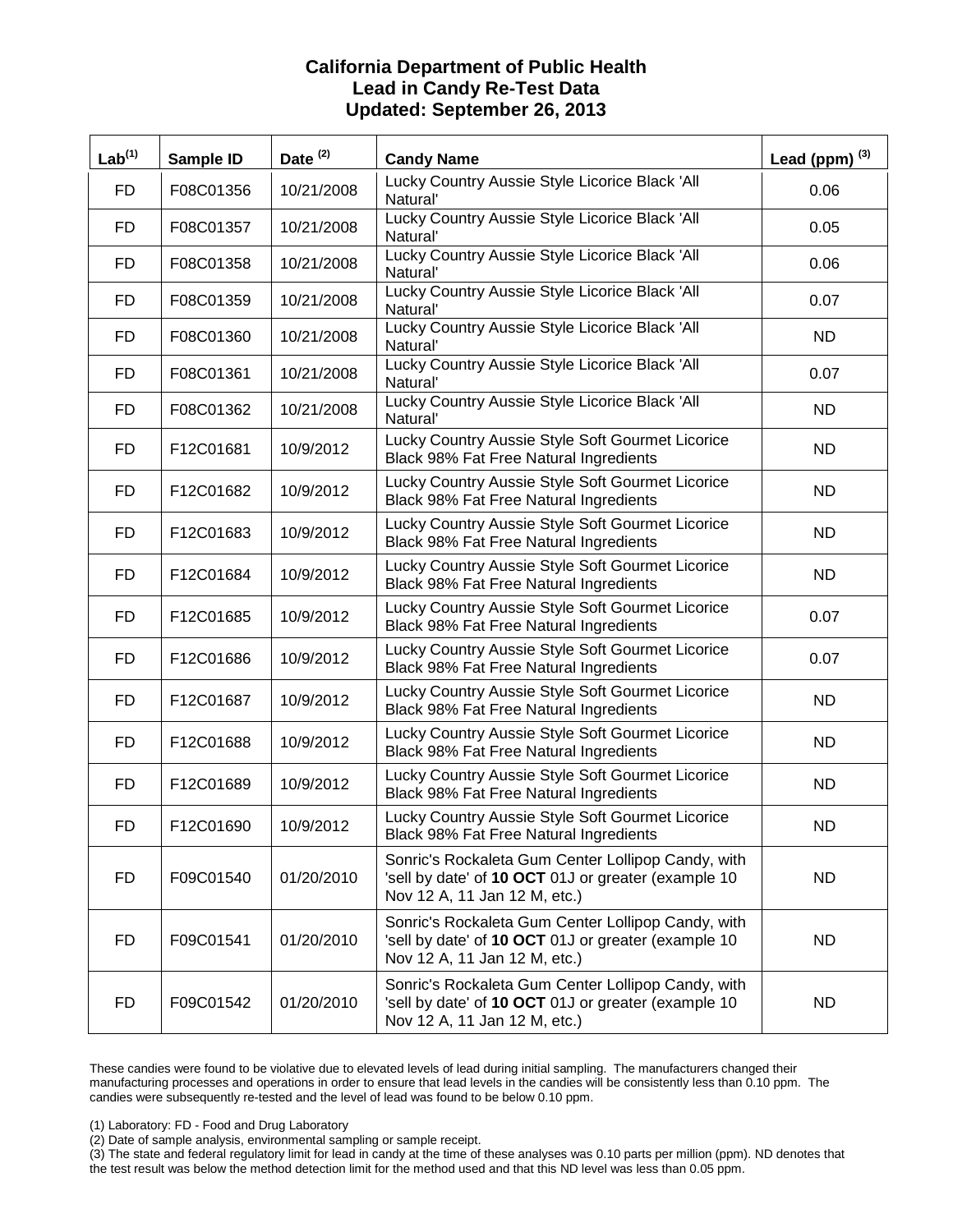# California Department of Public Health
# Lead in Candy Re-Test Data
# Updated: September 26, 2013

| Lab[(1)] | Sample ID | Date [(2)] | Candy Name | Lead (ppm) [(3)] |
|---|---|---|---|---|
| FD | F08C01356 | 10/21/2008 | Lucky Country Aussie Style Licorice Black 'All Natural' | 0.06 |
| FD | F08C01357 | 10/21/2008 | Lucky Country Aussie Style Licorice Black 'All Natural' | 0.05 |
| FD | F08C01358 | 10/21/2008 | Lucky Country Aussie Style Licorice Black 'All Natural' | 0.06 |
| FD | F08C01359 | 10/21/2008 | Lucky Country Aussie Style Licorice Black 'All Natural' | 0.07 |
| FD | F08C01360 | 10/21/2008 | Lucky Country Aussie Style Licorice Black 'All Natural' | ND |
| FD | F08C01361 | 10/21/2008 | Lucky Country Aussie Style Licorice Black 'All Natural' | 0.07 |
| FD | F08C01362 | 10/21/2008 | Lucky Country Aussie Style Licorice Black 'All Natural' | ND |
| FD | F12C01681 | 10/9/2012 | Lucky Country Aussie Style Soft Gourmet Licorice Black 98% Fat Free Natural Ingredients | ND |
| FD | F12C01682 | 10/9/2012 | Lucky Country Aussie Style Soft Gourmet Licorice Black 98% Fat Free Natural Ingredients | ND |
| FD | F12C01683 | 10/9/2012 | Lucky Country Aussie Style Soft Gourmet Licorice Black 98% Fat Free Natural Ingredients | ND |
| FD | F12C01684 | 10/9/2012 | Lucky Country Aussie Style Soft Gourmet Licorice Black 98% Fat Free Natural Ingredients | ND |
| FD | F12C01685 | 10/9/2012 | Lucky Country Aussie Style Soft Gourmet Licorice Black 98% Fat Free Natural Ingredients | 0.07 |
| FD | F12C01686 | 10/9/2012 | Lucky Country Aussie Style Soft Gourmet Licorice Black 98% Fat Free Natural Ingredients | 0.07 |
| FD | F12C01687 | 10/9/2012 | Lucky Country Aussie Style Soft Gourmet Licorice Black 98% Fat Free Natural Ingredients | ND |
| FD | F12C01688 | 10/9/2012 | Lucky Country Aussie Style Soft Gourmet Licorice Black 98% Fat Free Natural Ingredients | ND |
| FD | F12C01689 | 10/9/2012 | Lucky Country Aussie Style Soft Gourmet Licorice Black 98% Fat Free Natural Ingredients | ND |
| FD | F12C01690 | 10/9/2012 | Lucky Country Aussie Style Soft Gourmet Licorice Black 98% Fat Free Natural Ingredients | ND |
| FD | F09C01540 | 01/20/2010 | Sonric's Rockaleta Gum Center Lollipop Candy, with 'sell by date' of **10 OCT** 01J or greater (example 10 Nov 12 A, 11 Jan 12 M, etc.) | ND |
| FD | F09C01541 | 01/20/2010 | Sonric's Rockaleta Gum Center Lollipop Candy, with 'sell by date' of **10 OCT** 01J or greater (example 10 Nov 12 A, 11 Jan 12 M, etc.) | ND |
| FD | F09C01542 | 01/20/2010 | Sonric's Rockaleta Gum Center Lollipop Candy, with 'sell by date' of **10 OCT** 01J or greater (example 10 Nov 12 A, 11 Jan 12 M, etc.) | ND |

These candies were found to be violative due to elevated levels of lead during initial sampling. The manufacturers changed their manufacturing processes and operations in order to ensure that lead levels in the candies will be consistently less than 0.10 ppm. The candies were subsequently re-tested and the level of lead was found to be below 0.10 ppm.

(1) Laboratory: FD - Food and Drug Laboratory

(2) Date of sample analysis, environmental sampling or sample receipt.

(3) The state and federal regulatory limit for lead in candy at the time of these analyses was 0.10 parts per million (ppm). ND denotes that the test result was below the method detection limit for the method used and that this ND level was less than 0.05 ppm.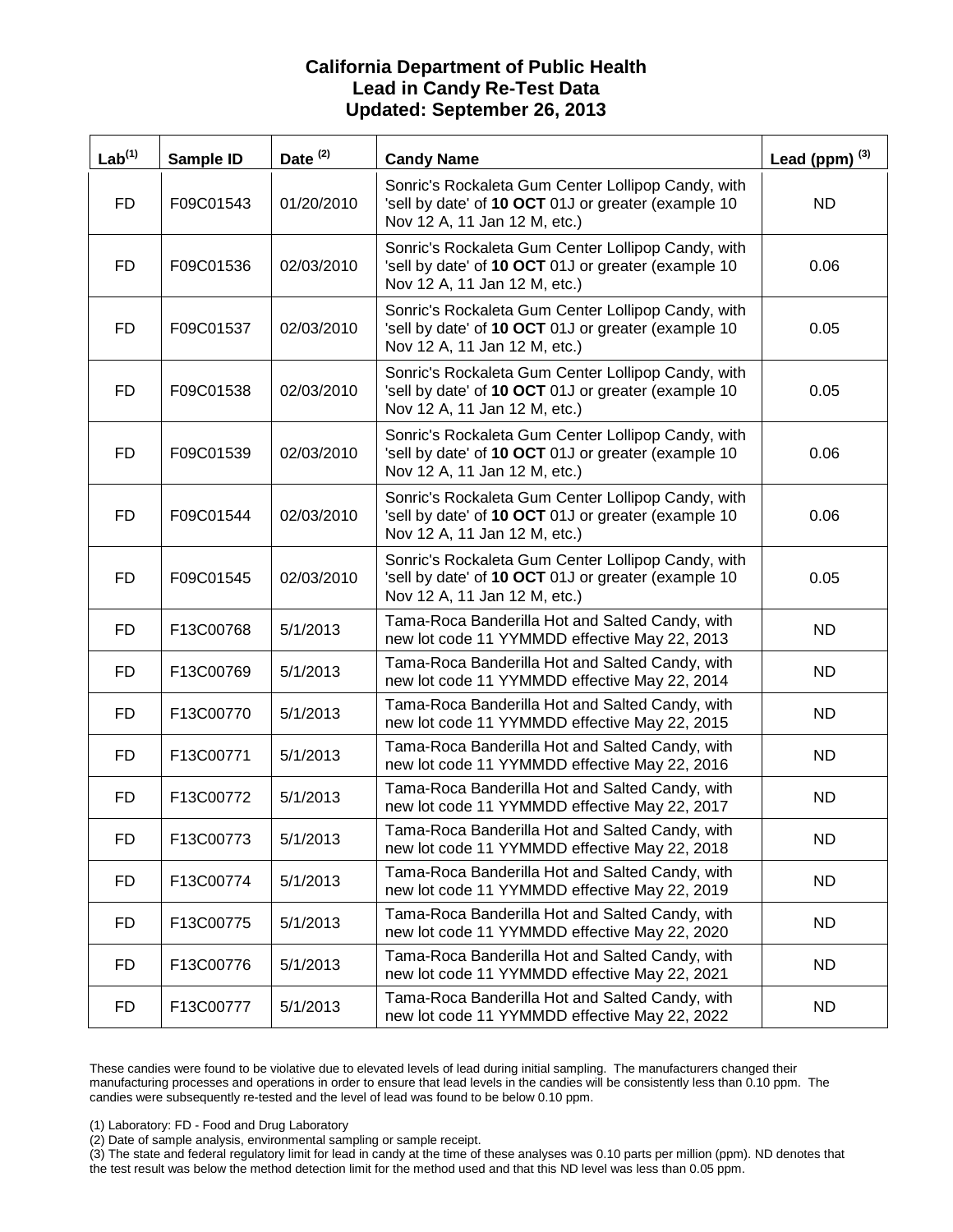# California Department of Public Health
## Lead in Candy Re-Test Data
## Updated: September 26, 2013

| Lab[1] | Sample ID | Date [2] | Candy Name | Lead (ppm) [3] |
|---|---|---|---|---|
| FD | F09C01543 | 01/20/2010 | Sonric's Rockaleta Gum Center Lollipop Candy, with 'sell by date' of **10 OCT** 01J or greater (example 10 Nov 12 A, 11 Jan 12 M, etc.) | ND |
| FD | F09C01536 | 02/03/2010 | Sonric's Rockaleta Gum Center Lollipop Candy, with 'sell by date' of **10 OCT** 01J or greater (example 10 Nov 12 A, 11 Jan 12 M, etc.) | 0.06 |
| FD | F09C01537 | 02/03/2010 | Sonric's Rockaleta Gum Center Lollipop Candy, with 'sell by date' of **10 OCT** 01J or greater (example 10 Nov 12 A, 11 Jan 12 M, etc.) | 0.05 |
| FD | F09C01538 | 02/03/2010 | Sonric's Rockaleta Gum Center Lollipop Candy, with 'sell by date' of **10 OCT** 01J or greater (example 10 Nov 12 A, 11 Jan 12 M, etc.) | 0.05 |
| FD | F09C01539 | 02/03/2010 | Sonric's Rockaleta Gum Center Lollipop Candy, with 'sell by date' of **10 OCT** 01J or greater (example 10 Nov 12 A, 11 Jan 12 M, etc.) | 0.06 |
| FD | F09C01544 | 02/03/2010 | Sonric's Rockaleta Gum Center Lollipop Candy, with 'sell by date' of **10 OCT** 01J or greater (example 10 Nov 12 A, 11 Jan 12 M, etc.) | 0.06 |
| FD | F09C01545 | 02/03/2010 | Sonric's Rockaleta Gum Center Lollipop Candy, with 'sell by date' of **10 OCT** 01J or greater (example 10 Nov 12 A, 11 Jan 12 M, etc.) | 0.05 |
| FD | F13C00768 | 5/1/2013 | Tama-Roca Banderilla Hot and Salted Candy, with new lot code 11 YYMMDD effective May 22, 2013 | ND |
| FD | F13C00769 | 5/1/2013 | Tama-Roca Banderilla Hot and Salted Candy, with new lot code 11 YYMMDD effective May 22, 2014 | ND |
| FD | F13C00770 | 5/1/2013 | Tama-Roca Banderilla Hot and Salted Candy, with new lot code 11 YYMMDD effective May 22, 2015 | ND |
| FD | F13C00771 | 5/1/2013 | Tama-Roca Banderilla Hot and Salted Candy, with new lot code 11 YYMMDD effective May 22, 2016 | ND |
| FD | F13C00772 | 5/1/2013 | Tama-Roca Banderilla Hot and Salted Candy, with new lot code 11 YYMMDD effective May 22, 2017 | ND |
| FD | F13C00773 | 5/1/2013 | Tama-Roca Banderilla Hot and Salted Candy, with new lot code 11 YYMMDD effective May 22, 2018 | ND |
| FD | F13C00774 | 5/1/2013 | Tama-Roca Banderilla Hot and Salted Candy, with new lot code 11 YYMMDD effective May 22, 2019 | ND |
| FD | F13C00775 | 5/1/2013 | Tama-Roca Banderilla Hot and Salted Candy, with new lot code 11 YYMMDD effective May 22, 2020 | ND |
| FD | F13C00776 | 5/1/2013 | Tama-Roca Banderilla Hot and Salted Candy, with new lot code 11 YYMMDD effective May 22, 2021 | ND |
| FD | F13C00777 | 5/1/2013 | Tama-Roca Banderilla Hot and Salted Candy, with new lot code 11 YYMMDD effective May 22, 2022 | ND |

These candies were found to be violative due to elevated levels of lead during initial sampling. The manufacturers changed their manufacturing processes and operations in order to ensure that lead levels in the candies will be consistently less than 0.10 ppm. The candies were subsequently re-tested and the level of lead was found to be below 0.10 ppm.

(1) Laboratory: FD - Food and Drug Laboratory

(2) Date of sample analysis, environmental sampling or sample receipt.

(3) The state and federal regulatory limit for lead in candy at the time of these analyses was 0.10 parts per million (ppm). ND denotes that the test result was below the method detection limit for the method used and that this ND level was less than 0.05 ppm.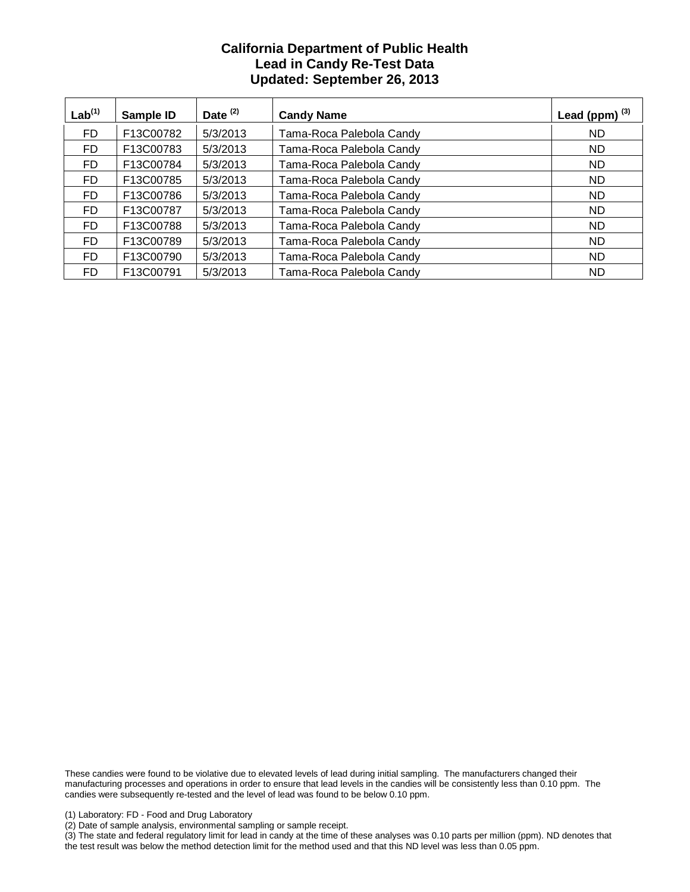# California Department of Public Health
# Lead in Candy Re-Test Data
# Updated: September 26, 2013

| Lab[(1)] | Sample ID | Date [(2)] | Candy Name | Lead (ppm) [(3)] |
|---|---|---|---|---|
| FD | F13C00782 | 5/3/2013 | Tama-Roca Palebola Candy | ND |
| FD | F13C00783 | 5/3/2013 | Tama-Roca Palebola Candy | ND |
| FD | F13C00784 | 5/3/2013 | Tama-Roca Palebola Candy | ND |
| FD | F13C00785 | 5/3/2013 | Tama-Roca Palebola Candy | ND |
| FD | F13C00786 | 5/3/2013 | Tama-Roca Palebola Candy | ND |
| FD | F13C00787 | 5/3/2013 | Tama-Roca Palebola Candy | ND |
| FD | F13C00788 | 5/3/2013 | Tama-Roca Palebola Candy | ND |
| FD | F13C00789 | 5/3/2013 | Tama-Roca Palebola Candy | ND |
| FD | F13C00790 | 5/3/2013 | Tama-Roca Palebola Candy | ND |
| FD | F13C00791 | 5/3/2013 | Tama-Roca Palebola Candy | ND |

These candies were found to be violative due to elevated levels of lead during initial sampling. The manufacturers changed their manufacturing processes and operations in order to ensure that lead levels in the candies will be consistently less than 0.10 ppm. The candies were subsequently re-tested and the level of lead was found to be below 0.10 ppm.

(1) Laboratory: FD - Food and Drug Laboratory

(2) Date of sample analysis, environmental sampling or sample receipt.

(3) The state and federal regulatory limit for lead in candy at the time of these analyses was 0.10 parts per million (ppm). ND denotes that the test result was below the method detection limit for the method used and that this ND level was less than 0.05 ppm.